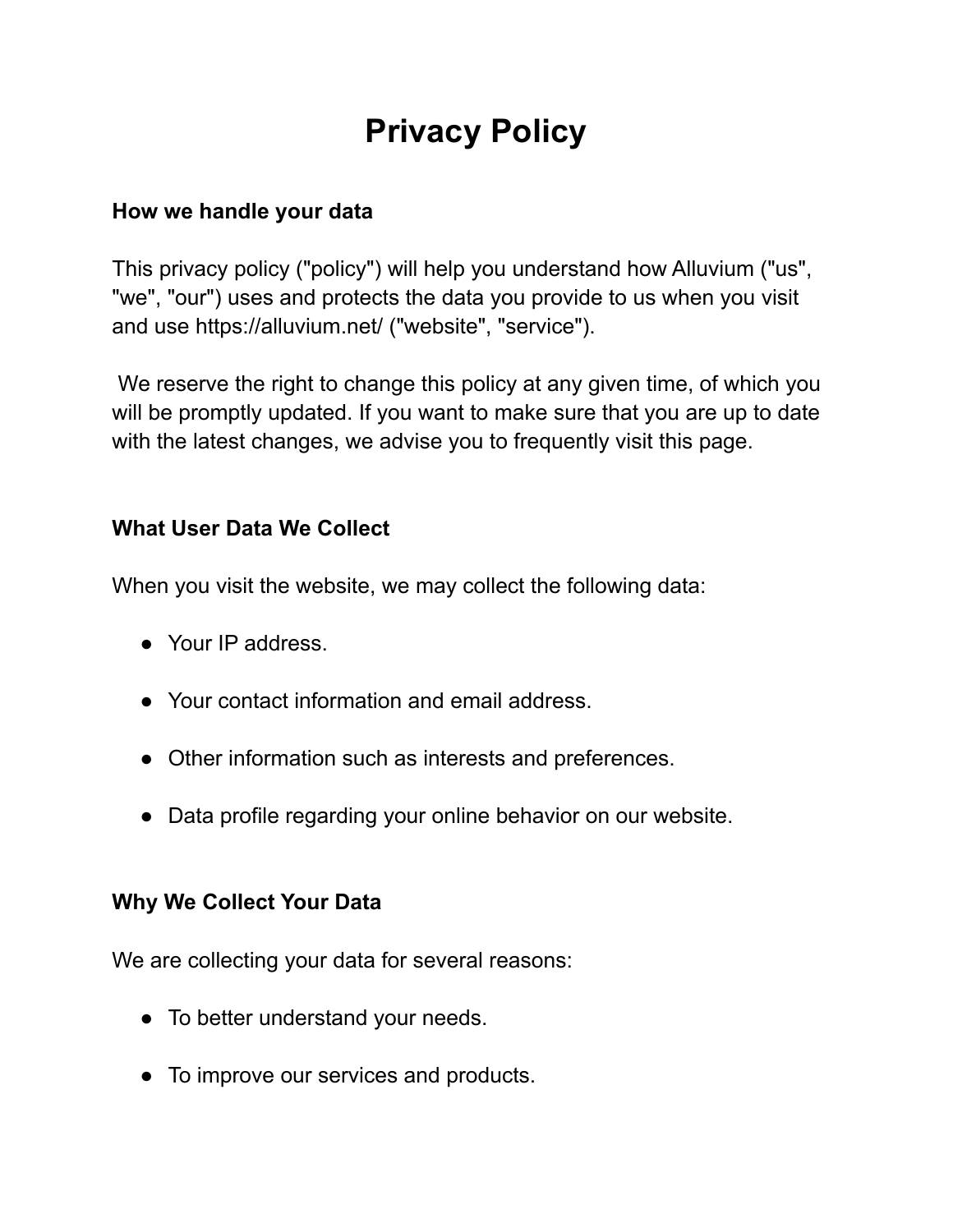# Privacy Policy

### How we handle your data

This privacy policy ("policy") will help you understand how Alluvium ("us", "we", "our") uses and protects the data you provide to us when you visit and use https://alluvium.net/ ("website", "service").

We reserve the right to change this policy at any given time, of which you will be promptly updated. If you want to make sure that you are up to date with the latest changes, we advise you to frequently visit this page.

### What User Data We Collect

When you visit the website, we may collect the following data:

- Your IP address.
- Your contact information and email address.
- Other information such as interests and preferences.
- Data profile regarding your online behavior on our website.

### Why We Collect Your Data

We are collecting your data for several reasons:

- To better understand your needs.
- To improve our services and products.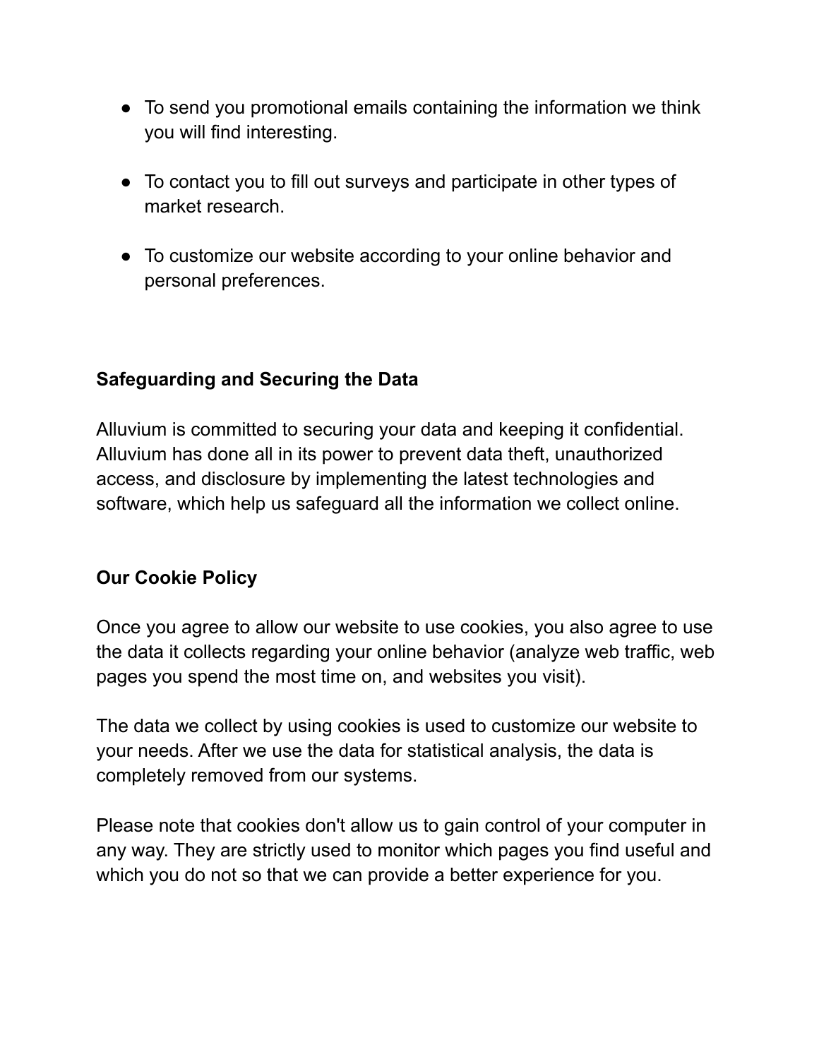- To send you promotional emails containing the information we think you will find interesting.

- To contact you to fill out surveys and participate in other types of market research.

- To customize our website according to your online behavior and personal preferences.

## Safeguarding and Securing the Data

Alluvium is committed to securing your data and keeping it confidential. Alluvium has done all in its power to prevent data theft, unauthorized access, and disclosure by implementing the latest technologies and software, which help us safeguard all the information we collect online.

## Our Cookie Policy

Once you agree to allow our website to use cookies, you also agree to use the data it collects regarding your online behavior (analyze web traffic, web pages you spend the most time on, and websites you visit).

The data we collect by using cookies is used to customize our website to your needs. After we use the data for statistical analysis, the data is completely removed from our systems.

Please note that cookies don't allow us to gain control of your computer in any way. They are strictly used to monitor which pages you find useful and which you do not so that we can provide a better experience for you.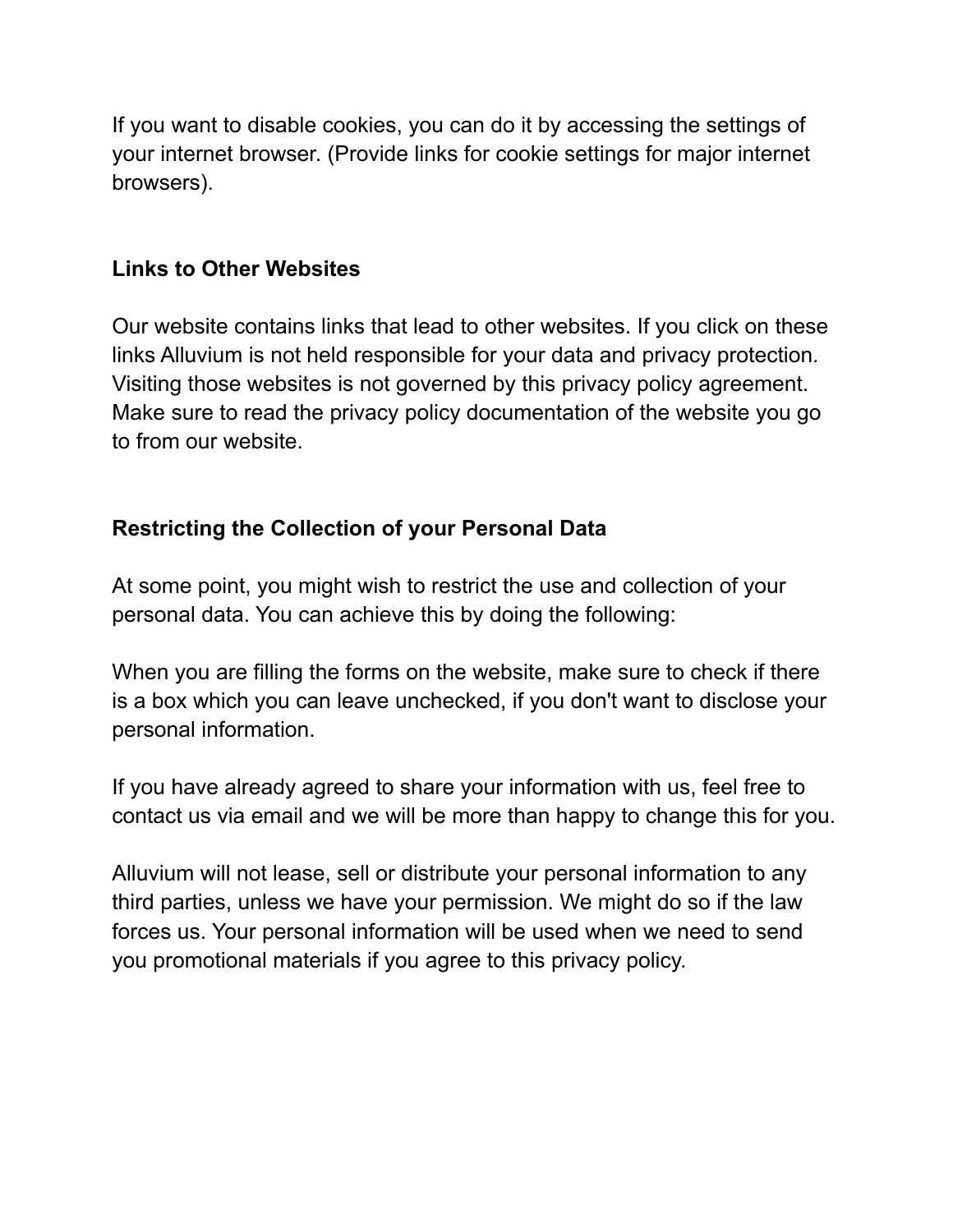If you want to disable cookies, you can do it by accessing the settings of your internet browser. (Provide links for cookie settings for major internet browsers).

## Links to Other Websites

Our website contains links that lead to other websites. If you click on these links Alluvium is not held responsible for your data and privacy protection. Visiting those websites is not governed by this privacy policy agreement. Make sure to read the privacy policy documentation of the website you go to from our website.

## Restricting the Collection of your Personal Data

At some point, you might wish to restrict the use and collection of your personal data. You can achieve this by doing the following:

When you are filling the forms on the website, make sure to check if there is a box which you can leave unchecked, if you don't want to disclose your personal information.

If you have already agreed to share your information with us, feel free to contact us via email and we will be more than happy to change this for you.

Alluvium will not lease, sell or distribute your personal information to any third parties, unless we have your permission. We might do so if the law forces us. Your personal information will be used when we need to send you promotional materials if you agree to this privacy policy.